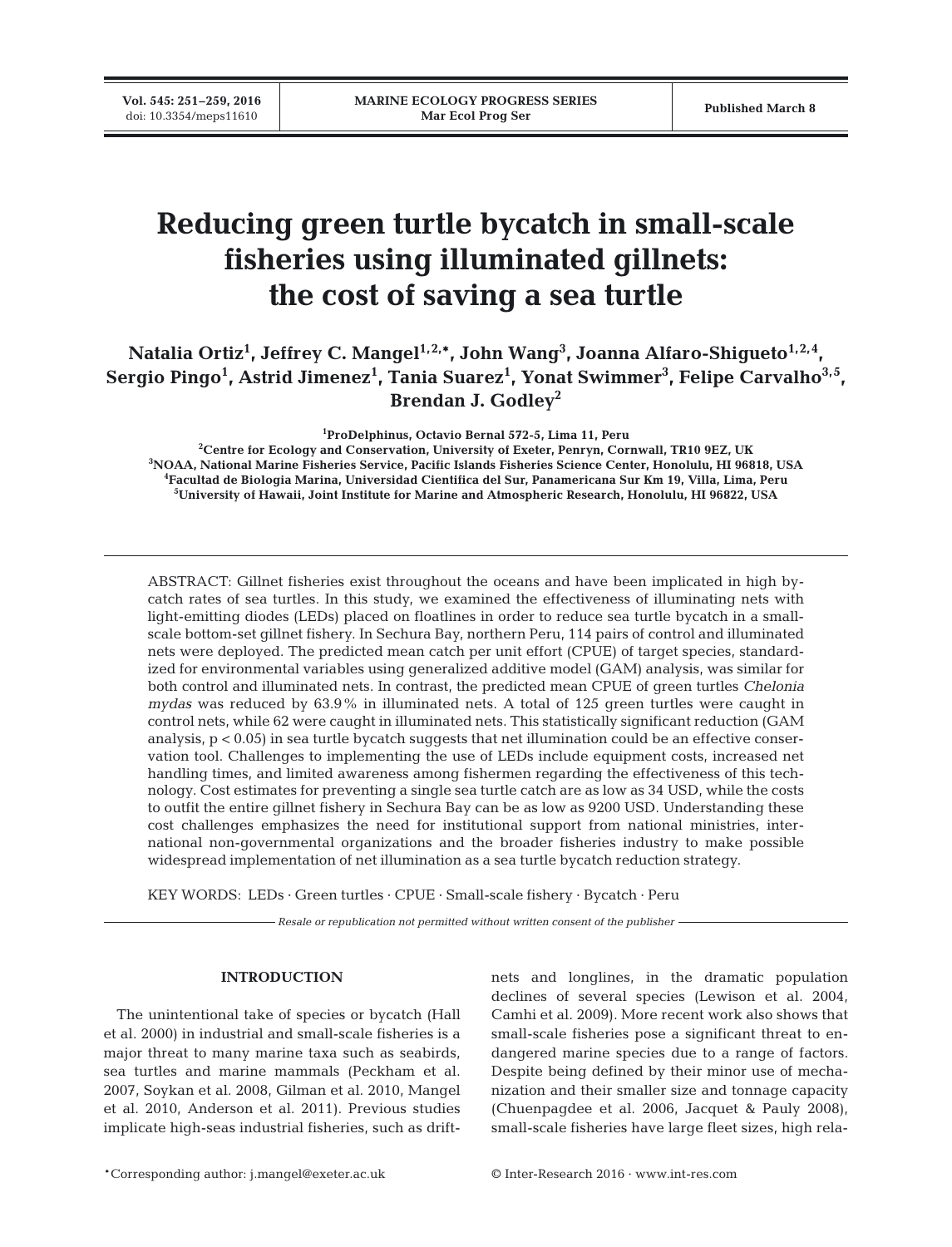# Reducing green turtle bycatch in small-scale fisheries using illuminated gillnets: the cost of saving a sea turtle

**Natalia Ortiz[1], Jeffrey C. Mangel[1,2,*], John Wang[3], Joanna Alfaro-Shigueto[1,2,4], Sergio Pingo[1], Astrid Jimenez[1], Tania Suarez[1], Yonat Swimmer[3], Felipe Carvalho[3,5], Brendan J. Godley[2]**

[1]ProDelphinus, Octavio Bernal 572-5, Lima 11, Peru
[2]Centre for Ecology and Conservation, University of Exeter, Penryn, Cornwall, TR10 9EZ, UK
[3]NOAA, National Marine Fisheries Service, Pacific Islands Fisheries Science Center, Honolulu, HI 96818, USA
[4]Facultad de Biologia Marina, Universidad Cientifica del Sur, Panamericana Sur Km 19, Villa, Lima, Peru
[5]University of Hawaii, Joint Institute for Marine and Atmospheric Research, Honolulu, HI 96822, USA

ABSTRACT: Gillnet fisheries exist throughout the oceans and have been implicated in high bycatch rates of sea turtles. In this study, we examined the effectiveness of illuminating nets with light-emitting diodes (LEDs) placed on floatlines in order to reduce sea turtle bycatch in a small-scale bottom-set gillnet fishery. In Sechura Bay, northern Peru, 114 pairs of control and illuminated nets were deployed. The predicted mean catch per unit effort (CPUE) of target species, standardized for environmental variables using generalized additive model (GAM) analysis, was similar for both control and illuminated nets. In contrast, the predicted mean CPUE of green turtles *Chelonia mydas* was reduced by 63.9% in illuminated nets. A total of 125 green turtles were caught in control nets, while 62 were caught in illuminated nets. This statistically significant reduction (GAM analysis, $p < 0.05$) in sea turtle bycatch suggests that net illumination could be an effective conservation tool. Challenges to implementing the use of LEDs include equipment costs, increased net handling times, and limited awareness among fishermen regarding the effectiveness of this technology. Cost estimates for preventing a single sea turtle catch are as low as 34 USD, while the costs to outfit the entire gillnet fishery in Sechura Bay can be as low as 9200 USD. Understanding these cost challenges emphasizes the need for institutional support from national ministries, international non-governmental organizations and the broader fisheries industry to make possible widespread implementation of net illumination as a sea turtle bycatch reduction strategy.

KEY WORDS: LEDs · Green turtles · CPUE · Small-scale fishery · Bycatch · Peru

*Resale or republication not permitted without written consent of the publisher*

## INTRODUCTION

The unintentional take of species or bycatch (Hall et al. 2000) in industrial and small-scale fisheries is a major threat to many marine taxa such as seabirds, sea turtles and marine mammals (Peckham et al. 2007, Soykan et al. 2008, Gilman et al. 2010, Mangel et al. 2010, Anderson et al. 2011). Previous studies implicate high-seas industrial fisheries, such as driftnets and longlines, in the dramatic population declines of several species (Lewison et al. 2004, Camhi et al. 2009). More recent work also shows that small-scale fisheries pose a significant threat to endangered marine species due to a range of factors. Despite being defined by their minor use of mechanization and their smaller size and tonnage capacity (Chuenpagdee et al. 2006, Jacquet & Pauly 2008), small-scale fisheries have large fleet sizes, high rela-

*Corresponding author: j.mangel@exeter.ac.uk

© Inter-Research 2016 · www.int-res.com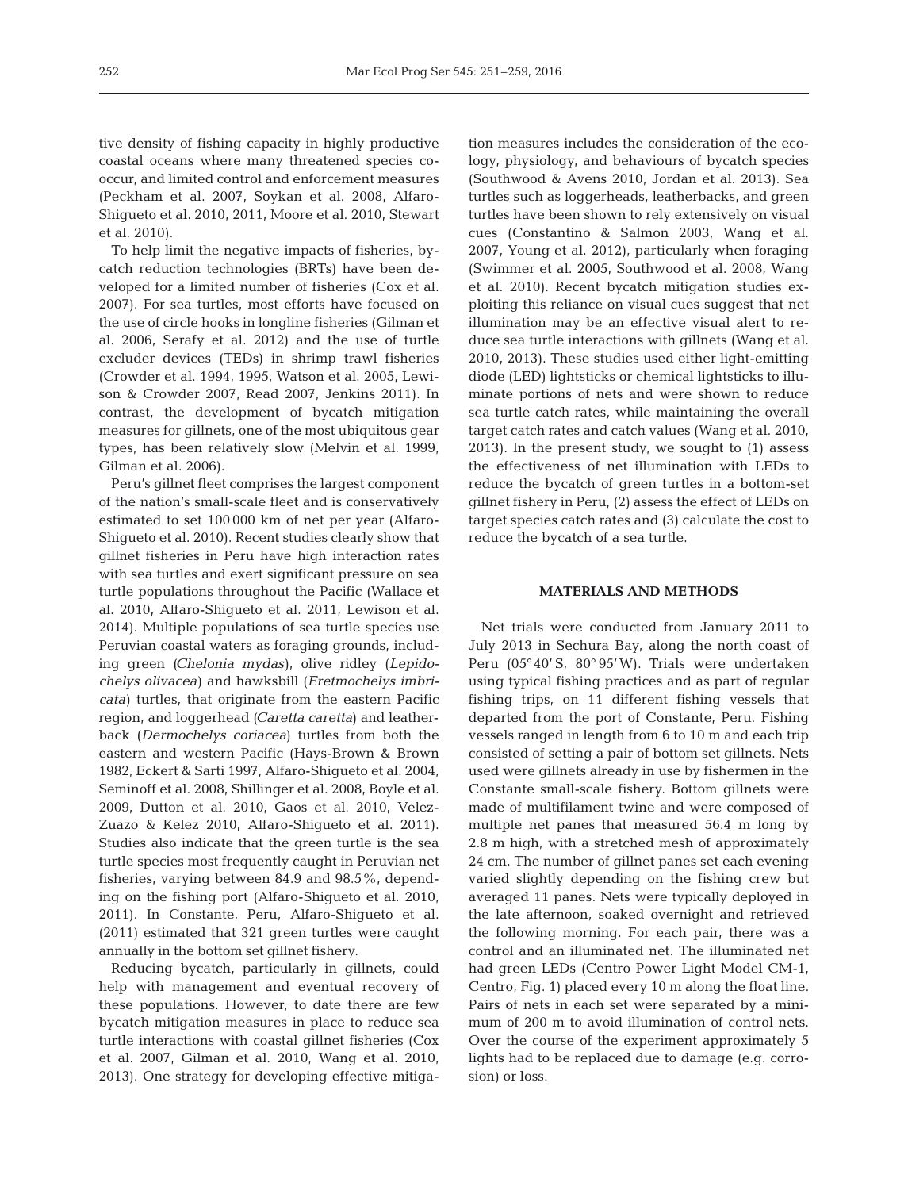tive density of fishing capacity in highly productive coastal oceans where many threatened species co-occur, and limited control and enforcement measures (Peckham et al. 2007, Soykan et al. 2008, Alfaro-Shigueto et al. 2010, 2011, Moore et al. 2010, Stewart et al. 2010).

To help limit the negative impacts of fisheries, bycatch reduction technologies (BRTs) have been developed for a limited number of fisheries (Cox et al. 2007). For sea turtles, most efforts have focused on the use of circle hooks in longline fisheries (Gilman et al. 2006, Serafy et al. 2012) and the use of turtle excluder devices (TEDs) in shrimp trawl fisheries (Crowder et al. 1994, 1995, Watson et al. 2005, Lewison & Crowder 2007, Read 2007, Jenkins 2011). In contrast, the development of bycatch mitigation measures for gillnets, one of the most ubiquitous gear types, has been relatively slow (Melvin et al. 1999, Gilman et al. 2006).

Peru's gillnet fleet comprises the largest component of the nation's small-scale fleet and is conservatively estimated to set 100 000 km of net per year (Alfaro-Shigueto et al. 2010). Recent studies clearly show that gillnet fisheries in Peru have high interaction rates with sea turtles and exert significant pressure on sea turtle populations throughout the Pacific (Wallace et al. 2010, Alfaro-Shigueto et al. 2011, Lewison et al. 2014). Multiple populations of sea turtle species use Peruvian coastal waters as foraging grounds, including green (*Chelonia mydas*), olive ridley (*Lepidochelys olivacea*) and hawksbill (*Eretmochelys imbricata*) turtles, that originate from the eastern Pacific region, and loggerhead (*Caretta caretta*) and leatherback (*Dermochelys coriacea*) turtles from both the eastern and western Pacific (Hays-Brown & Brown 1982, Eckert & Sarti 1997, Alfaro-Shigueto et al. 2004, Seminoff et al. 2008, Shillinger et al. 2008, Boyle et al. 2009, Dutton et al. 2010, Gaos et al. 2010, Velez-Zuazo & Kelez 2010, Alfaro-Shigueto et al. 2011). Studies also indicate that the green turtle is the sea turtle species most frequently caught in Peruvian net fisheries, varying between 84.9 and 98.5%, depending on the fishing port (Alfaro-Shigueto et al. 2010, 2011). In Constante, Peru, Alfaro-Shigueto et al. (2011) estimated that 321 green turtles were caught annually in the bottom set gillnet fishery.

Reducing bycatch, particularly in gillnets, could help with management and eventual recovery of these populations. However, to date there are few bycatch mitigation measures in place to reduce sea turtle interactions with coastal gillnet fisheries (Cox et al. 2007, Gilman et al. 2010, Wang et al. 2010, 2013). One strategy for developing effective mitigation measures includes the consideration of the ecology, physiology, and behaviours of bycatch species (Southwood & Avens 2010, Jordan et al. 2013). Sea turtles such as loggerheads, leatherbacks, and green turtles have been shown to rely extensively on visual cues (Constantino & Salmon 2003, Wang et al. 2007, Young et al. 2012), particularly when foraging (Swimmer et al. 2005, Southwood et al. 2008, Wang et al. 2010). Recent bycatch mitigation studies exploiting this reliance on visual cues suggest that net illumination may be an effective visual alert to reduce sea turtle interactions with gillnets (Wang et al. 2010, 2013). These studies used either light-emitting diode (LED) lightsticks or chemical lightsticks to illuminate portions of nets and were shown to reduce sea turtle catch rates, while maintaining the overall target catch rates and catch values (Wang et al. 2010, 2013). In the present study, we sought to (1) assess the effectiveness of net illumination with LEDs to reduce the bycatch of green turtles in a bottom-set gillnet fishery in Peru, (2) assess the effect of LEDs on target species catch rates and (3) calculate the cost to reduce the bycatch of a sea turtle.

## MATERIALS AND METHODS

Net trials were conducted from January 2011 to July 2013 in Sechura Bay, along the north coast of Peru (05° 40′ S, 80° 95′ W). Trials were undertaken using typical fishing practices and as part of regular fishing trips, on 11 different fishing vessels that departed from the port of Constante, Peru. Fishing vessels ranged in length from 6 to 10 m and each trip consisted of setting a pair of bottom set gillnets. Nets used were gillnets already in use by fishermen in the Constante small-scale fishery. Bottom gillnets were made of multifilament twine and were composed of multiple net panes that measured 56.4 m long by 2.8 m high, with a stretched mesh of approximately 24 cm. The number of gillnet panes set each evening varied slightly depending on the fishing crew but averaged 11 panes. Nets were typically deployed in the late afternoon, soaked overnight and retrieved the following morning. For each pair, there was a control and an illuminated net. The illuminated net had green LEDs (Centro Power Light Model CM-1, Centro, Fig. 1) placed every 10 m along the float line. Pairs of nets in each set were separated by a minimum of 200 m to avoid illumination of control nets. Over the course of the experiment approximately 5 lights had to be replaced due to damage (e.g. corrosion) or loss.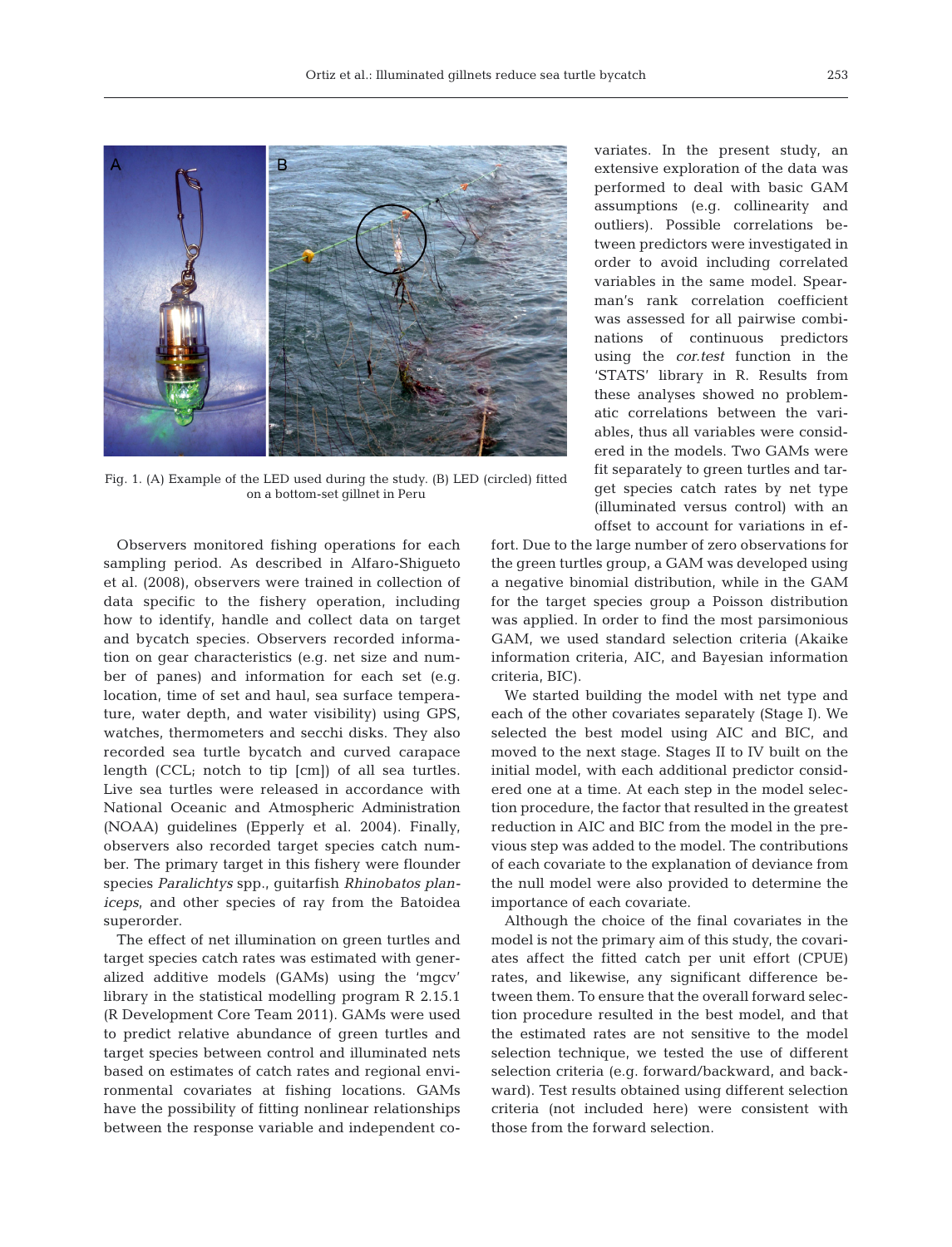Fig. 1. (A) Example of the LED used during the study. (B) LED (circled) fitted on a bottom-set gillnet in Peru

Observers monitored fishing operations for each sampling period. As described in Alfaro-Shigueto et al. (2008), observers were trained in collection of data specific to the fishery operation, including how to identify, handle and collect data on target and bycatch species. Observers recorded information on gear characteristics (e.g. net size and number of panes) and information for each set (e.g. location, time of set and haul, sea surface temperature, water depth, and water visibility) using GPS, watches, thermometers and secchi disks. They also recorded sea turtle bycatch and curved carapace length (CCL; notch to tip [cm]) of all sea turtles. Live sea turtles were released in accordance with National Oceanic and Atmospheric Administration (NOAA) guidelines (Epperly et al. 2004). Finally, observers also recorded target species catch number. The primary target in this fishery were flounder species *Paralichtys* spp., guitarfish *Rhinobatos planiceps*, and other species of ray from the Batoidea superorder.

The effect of net illumination on green turtles and target species catch rates was estimated with generalized additive models (GAMs) using the 'mgcv' library in the statistical modelling program R 2.15.1 (R Development Core Team 2011). GAMs were used to predict relative abundance of green turtles and target species between control and illuminated nets based on estimates of catch rates and regional environmental covariates at fishing locations. GAMs have the possibility of fitting nonlinear relationships between the response variable and independent covariates. In the present study, an extensive exploration of the data was performed to deal with basic GAM assumptions (e.g. collinearity and outliers). Possible correlations between predictors were investigated in order to avoid including correlated variables in the same model. Spearman's rank correlation coefficient was assessed for all pairwise combinations of continuous predictors using the *cor.test* function in the 'STATS' library in R. Results from these analyses showed no problematic correlations between the variables, thus all variables were considered in the models. Two GAMs were fit separately to green turtles and target species catch rates by net type (illuminated versus control) with an offset to account for variations in effort. Due to the large number of zero observations for the green turtles group, a GAM was developed using a negative binomial distribution, while in the GAM for the target species group a Poisson distribution was applied. In order to find the most parsimonious GAM, we used standard selection criteria (Akaike information criteria, AIC, and Bayesian information criteria, BIC).

We started building the model with net type and each of the other covariates separately (Stage I). We selected the best model using AIC and BIC, and moved to the next stage. Stages II to IV built on the initial model, with each additional predictor considered one at a time. At each step in the model selection procedure, the factor that resulted in the greatest reduction in AIC and BIC from the model in the previous step was added to the model. The contributions of each covariate to the explanation of deviance from the null model were also provided to determine the importance of each covariate.

Although the choice of the final covariates in the model is not the primary aim of this study, the covariates affect the fitted catch per unit effort (CPUE) rates, and likewise, any significant difference between them. To ensure that the overall forward selection procedure resulted in the best model, and that the estimated rates are not sensitive to the model selection technique, we tested the use of different selection criteria (e.g. forward/backward, and backward). Test results obtained using different selection criteria (not included here) were consistent with those from the forward selection.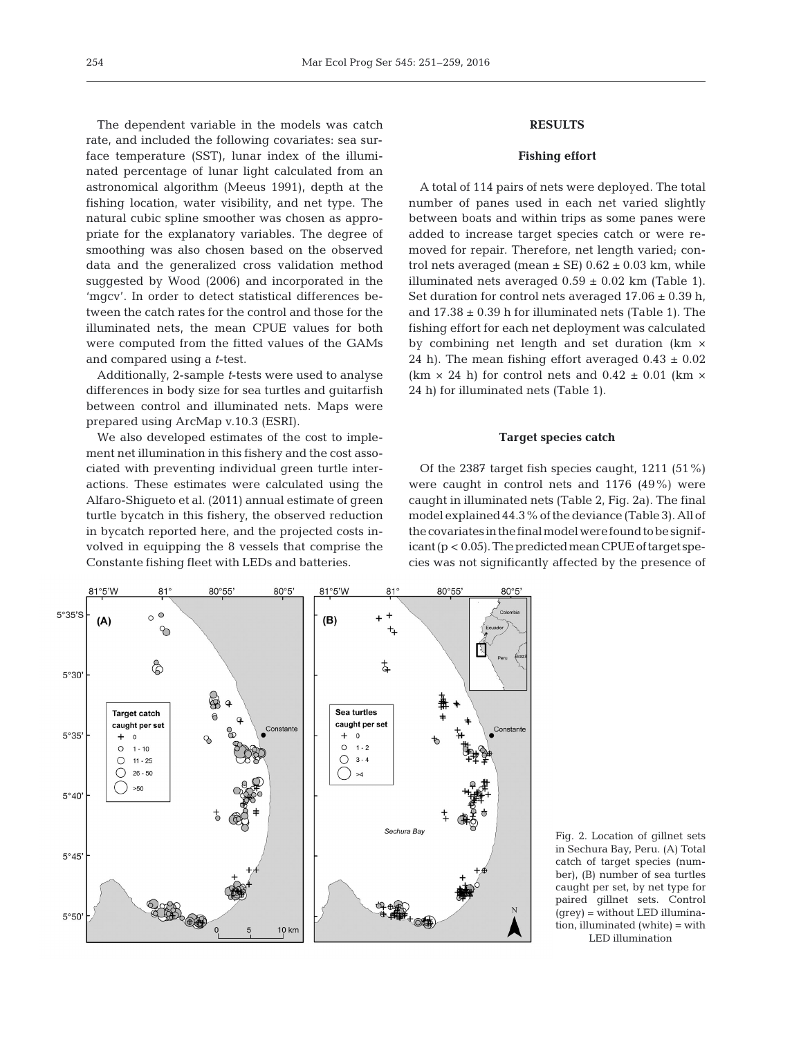The dependent variable in the models was catch rate, and included the following covariates: sea surface temperature (SST), lunar index of the illuminated percentage of lunar light calculated from an astronomical algorithm (Meeus 1991), depth at the fishing location, water visibility, and net type. The natural cubic spline smoother was chosen as appropriate for the explanatory variables. The degree of smoothing was also chosen based on the observed data and the generalized cross validation method suggested by Wood (2006) and incorporated in the 'mgcv'. In order to detect statistical differences between the catch rates for the control and those for the illuminated nets, the mean CPUE values for both were computed from the fitted values of the GAMs and compared using a *t*-test.

Additionally, 2-sample *t*-tests were used to analyse differences in body size for sea turtles and guitarfish between control and illuminated nets. Maps were prepared using ArcMap v.10.3 (ESRI).

We also developed estimates of the cost to implement net illumination in this fishery and the cost associated with preventing individual green turtle interactions. These estimates were calculated using the Alfaro-Shigueto et al. (2011) annual estimate of green turtle bycatch in this fishery, the observed reduction in bycatch reported here, and the projected costs involved in equipping the 8 vessels that comprise the Constante fishing fleet with LEDs and batteries.

## RESULTS

### Fishing effort

A total of 114 pairs of nets were deployed. The total number of panes used in each net varied slightly between boats and within trips as some panes were added to increase target species catch or were removed for repair. Therefore, net length varied; control nets averaged (mean ± SE) 0.62 ± 0.03 km, while illuminated nets averaged 0.59 ± 0.02 km (Table 1). Set duration for control nets averaged 17.06 ± 0.39 h, and 17.38 ± 0.39 h for illuminated nets (Table 1). The fishing effort for each net deployment was calculated by combining net length and set duration (km × 24 h). The mean fishing effort averaged 0.43 ± 0.02 (km × 24 h) for control nets and 0.42 ± 0.01 (km × 24 h) for illuminated nets (Table 1).

### Target species catch

Of the 2387 target fish species caught, 1211 (51%) were caught in control nets and 1176 (49%) were caught in illuminated nets (Table 2, Fig. 2a). The final model explained 44.3% of the deviance (Table 3). All of the covariates in the final model were found to be significant ($p < 0.05$). The predicted mean CPUE of target species was not significantly affected by the presence of

Fig. 2. Location of gillnet sets in Sechura Bay, Peru. (A) Total catch of target species (number), (B) number of sea turtles caught per set, by net type for paired gillnet sets. Control (grey) = without LED illumination, illuminated (white) = with LED illumination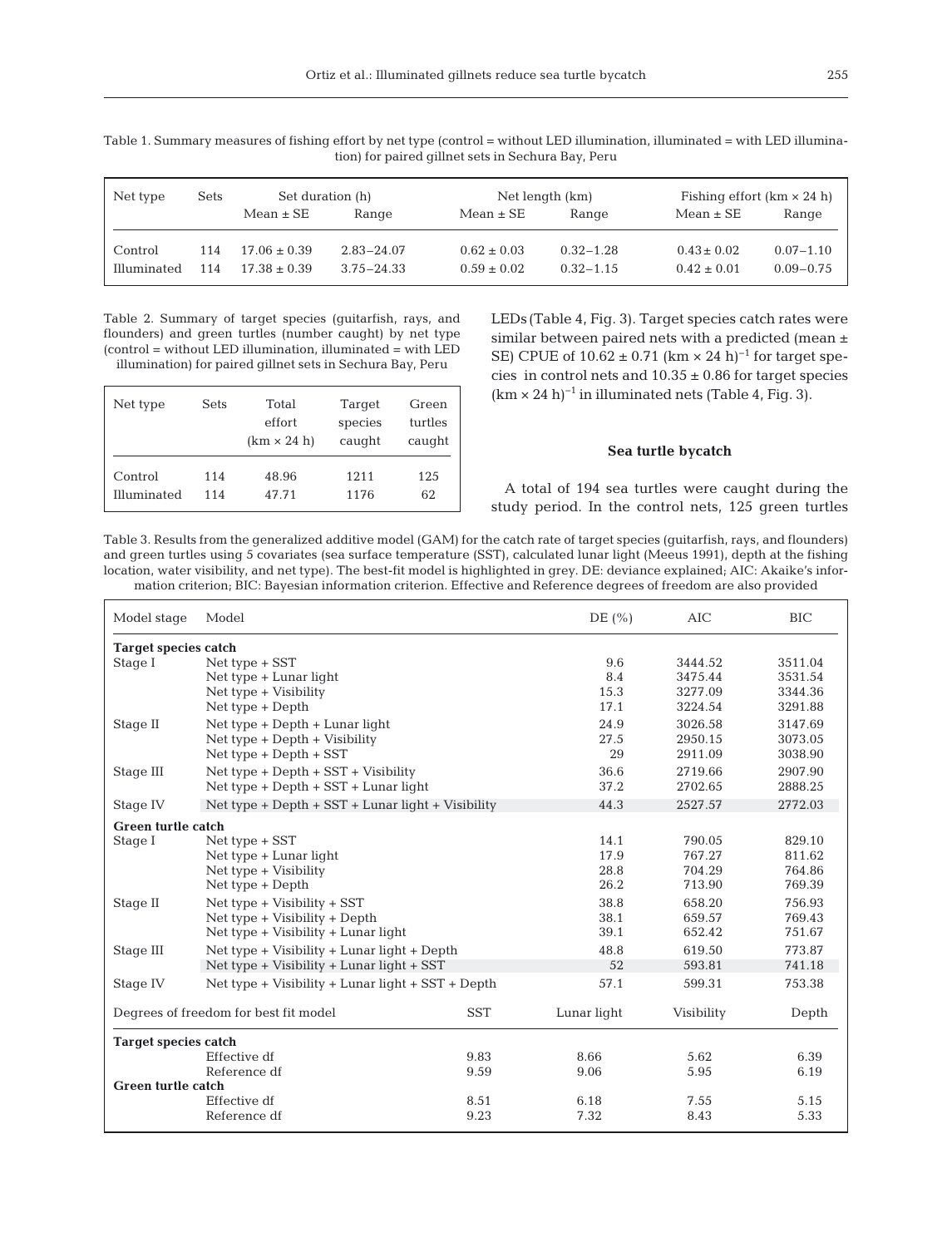Table 1. Summary measures of fishing effort by net type (control = without LED illumination, illuminated = with LED illumination) for paired gillnet sets in Sechura Bay, Peru

| Net type | Sets | Set duration (h) | | Net length (km) | | Fishing effort (km × 24 h) | |
|---|---|---|---|---|---|---|---|
| | | Mean ± SE | Range | Mean ± SE | Range | Mean ± SE | Range |
| Control | 114 | 17.06 ± 0.39 | 2.83–24.07 | 0.62 ± 0.03 | 0.32–1.28 | 0.43 ± 0.02 | 0.07–1.10 |
| Illuminated | 114 | 17.38 ± 0.39 | 3.75–24.33 | 0.59 ± 0.02 | 0.32–1.15 | 0.42 ± 0.01 | 0.09–0.75 |

Table 2. Summary of target species (guitarfish, rays, and flounders) and green turtles (number caught) by net type (control = without LED illumination, illuminated = with LED illumination) for paired gillnet sets in Sechura Bay, Peru

| Net type | Sets | Total effort (km × 24 h) | Target species caught | Green turtles caught |
|---|---|---|---|---|
| Control | 114 | 48.96 | 1211 | 125 |
| Illuminated | 114 | 47.71 | 1176 | 62 |

LEDs (Table 4, Fig. 3). Target species catch rates were similar between paired nets with a predicted (mean ± SE) CPUE of 10.62 ± 0.71 $(\text{km} \times 24\ \text{h})^{-1}$ for target species in control nets and 10.35 ± 0.86 for target species $(\text{km} \times 24\ \text{h})^{-1}$ in illuminated nets (Table 4, Fig. 3).

### Sea turtle bycatch

A total of 194 sea turtles were caught during the study period. In the control nets, 125 green turtles

Table 3. Results from the generalized additive model (GAM) for the catch rate of target species (guitarfish, rays, and flounders) and green turtles using 5 covariates (sea surface temperature (SST), calculated lunar light (Meeus 1991), depth at the fishing location, water visibility, and net type). The best-fit model is highlighted in grey. DE: deviance explained; AIC: Akaike's information criterion; BIC: Bayesian information criterion. Effective and Reference degrees of freedom are also provided

| Model stage | Model | DE (%) | AIC | BIC |
|---|---|---|---|---|
| **Target species catch** | | | | |
| Stage I | Net type + SST | 9.6 | 3444.52 | 3511.04 |
| | Net type + Lunar light | 8.4 | 3475.44 | 3531.54 |
| | Net type + Visibility | 15.3 | 3277.09 | 3344.36 |
| | Net type + Depth | 17.1 | 3224.54 | 3291.88 |
| Stage II | Net type + Depth + Lunar light | 24.9 | 3026.58 | 3147.69 |
| | Net type + Depth + Visibility | 27.5 | 2950.15 | 3073.05 |
| | Net type + Depth + SST | 29 | 2911.09 | 3038.90 |
| Stage III | Net type + Depth + SST + Visibility | 36.6 | 2719.66 | 2907.90 |
| | Net type + Depth + SST + Lunar light | 37.2 | 2702.65 | 2888.25 |
| Stage IV | Net type + Depth + SST + Lunar light + Visibility | 44.3 | 2527.57 | 2772.03 |
| **Green turtle catch** | | | | |
| Stage I | Net type + SST | 14.1 | 790.05 | 829.10 |
| | Net type + Lunar light | 17.9 | 767.27 | 811.62 |
| | Net type + Visibility | 28.8 | 704.29 | 764.86 |
| | Net type + Depth | 26.2 | 713.90 | 769.39 |
| Stage II | Net type + Visibility + SST | 38.8 | 658.20 | 756.93 |
| | Net type + Visibility + Depth | 38.1 | 659.57 | 769.43 |
| | Net type + Visibility + Lunar light | 39.1 | 652.42 | 751.67 |
| Stage III | Net type + Visibility + Lunar light + Depth | 48.8 | 619.50 | 773.87 |
| | Net type + Visibility + Lunar light + SST | 52 | 593.81 | 741.18 |
| Stage IV | Net type + Visibility + Lunar light + SST + Depth | 57.1 | 599.31 | 753.38 |

| Degrees of freedom for best fit model | | SST | Lunar light | Visibility | Depth |
|---|---|---|---|---|---|
| **Target species catch** | | | | | |
| | Effective df | 9.83 | 8.66 | 5.62 | 6.39 |
| | Reference df | 9.59 | 9.06 | 5.95 | 6.19 |
| **Green turtle catch** | | | | | |
| | Effective df | 8.51 | 6.18 | 7.55 | 5.15 |
| | Reference df | 9.23 | 7.32 | 8.43 | 5.33 |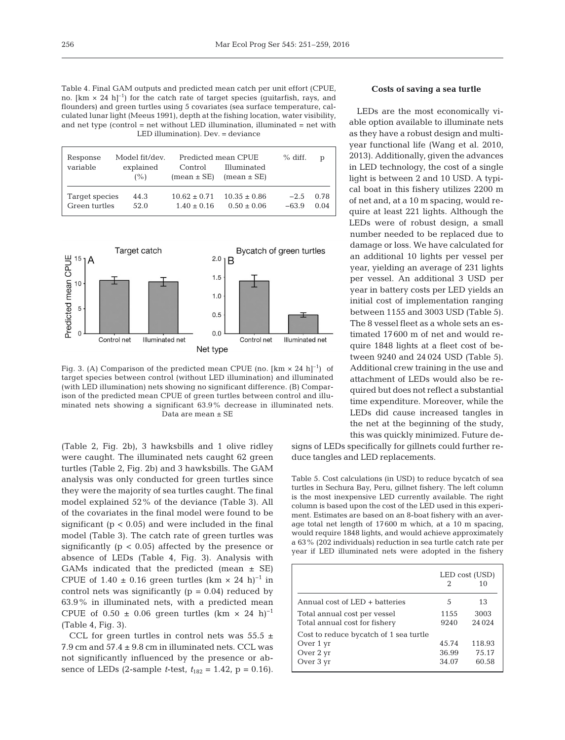Table 4. Final GAM outputs and predicted mean catch per unit effort (CPUE, no. $[km \times 24\ h]^{-1}$) for the catch rate of target species (guitarfish, rays, and flounders) and green turtles using 5 covariates (sea surface temperature, calculated lunar light (Meeus 1991), depth at the fishing location, water visibility, and net type (control = net without LED illumination, illuminated = net with LED illumination). Dev. = deviance

| Response variable | Model fit/dev. explained (%) | Predicted mean CPUE | | % diff. | p |
|---|---|---|---|---|---|
| | | Control (mean ± SE) | Illuminated (mean ± SE) | | |
| Target species | 44.3 | 10.62 ± 0.71 | 10.35 ± 0.86 | −2.5 | 0.78 |
| Green turtles | 52.0 | 1.40 ± 0.16 | 0.50 ± 0.06 | −63.9 | 0.04 |

Fig. 3. (A) Comparison of the predicted mean CPUE (no. $[km \times 24\ h]^{-1}$) of target species between control (without LED illumination) and illuminated (with LED illumination) nets showing no significant difference. (B) Comparison of the predicted mean CPUE of green turtles between control and illuminated nets showing a significant 63.9% decrease in illuminated nets. Data are mean ± SE

(Table 2, Fig. 2b), 3 hawksbills and 1 olive ridley were caught. The illuminated nets caught 62 green turtles (Table 2, Fig. 2b) and 3 hawksbills. The GAM analysis was only conducted for green turtles since they were the majority of sea turtles caught. The final model explained 52% of the deviance (Table 3). All of the covariates in the final model were found to be significant ($p < 0.05$) and were included in the final model (Table 3). The catch rate of green turtles was significantly ($p < 0.05$) affected by the presence or absence of LEDs (Table 4, Fig. 3). Analysis with GAMs indicated that the predicted (mean ± SE) CPUE of 1.40 ± 0.16 green turtles $(km \times 24\ h)^{-1}$ in control nets was significantly ($p = 0.04$) reduced by 63.9% in illuminated nets, with a predicted mean CPUE of 0.50 ± 0.06 green turtles $(km \times 24\ h)^{-1}$ (Table 4, Fig. 3).

CCL for green turtles in control nets was 55.5 ± 7.9 cm and 57.4 ± 9.8 cm in illuminated nets. CCL was not significantly influenced by the presence or absence of LEDs (2-sample *t*-test, $t_{182} = 1.42$, $p = 0.16$).

### Costs of saving a sea turtle

LEDs are the most economically viable option available to illuminate nets as they have a robust design and multi-year functional life (Wang et al. 2010, 2013). Additionally, given the advances in LED technology, the cost of a single light is between 2 and 10 USD. A typical boat in this fishery utilizes 2200 m of net and, at a 10 m spacing, would require at least 221 lights. Although the LEDs were of robust design, a small number needed to be replaced due to damage or loss. We have calculated for an additional 10 lights per vessel per year, yielding an average of 231 lights per vessel. An additional 3 USD per year in battery costs per LED yields an initial cost of implementation ranging between 1155 and 3003 USD (Table 5). The 8 vessel fleet as a whole sets an estimated 17600 m of net and would require 1848 lights at a fleet cost of between 9240 and 24024 USD (Table 5). Additional crew training in the use and attachment of LEDs would also be required but does not reflect a substantial time expenditure. Moreover, while the LEDs did cause increased tangles in the net at the beginning of the study, this was quickly minimized. Future designs of LEDs specifically for gillnets could further reduce tangles and LED replacements.

Table 5. Cost calculations (in USD) to reduce bycatch of sea turtles in Sechura Bay, Peru, gillnet fishery. The left column is the most inexpensive LED currently available. The right column is based upon the cost of the LED used in this experiment. Estimates are based on an 8-boat fishery with an average total net length of 17600 m which, at a 10 m spacing, would require 1848 lights, and would achieve approximately a 63% (202 individuals) reduction in sea turtle catch rate per year if LED illuminated nets were adopted in the fishery

| | LED cost (USD) | |
|---|---|---|
| | 2 | 10 |
| Annual cost of LED + batteries | 5 | 13 |
| Total annual cost per vessel | 1155 | 3003 |
| Total annual cost for fishery | 9240 | 24024 |
| Cost to reduce bycatch of 1 sea turtle | | |
| Over 1 yr | 45.74 | 118.93 |
| Over 2 yr | 36.99 | 75.17 |
| Over 3 yr | 34.07 | 60.58 |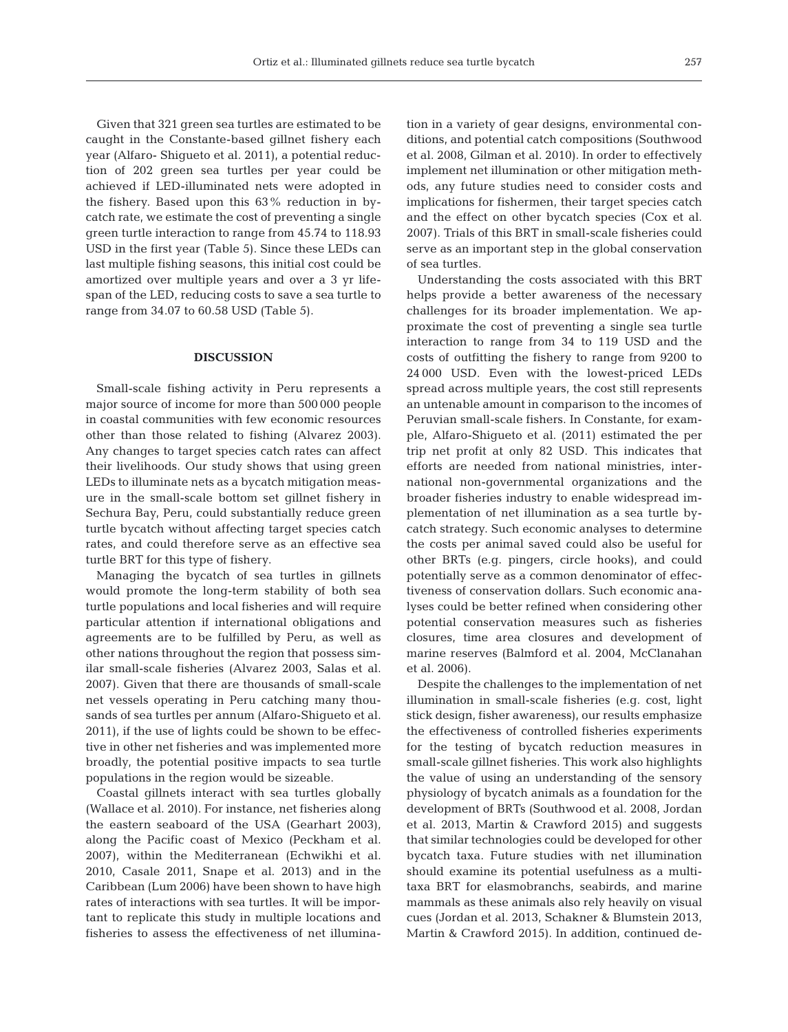Given that 321 green sea turtles are estimated to be caught in the Constante-based gillnet fishery each year (Alfaro- Shigueto et al. 2011), a potential reduction of 202 green sea turtles per year could be achieved if LED-illuminated nets were adopted in the fishery. Based upon this 63% reduction in bycatch rate, we estimate the cost of preventing a single green turtle interaction to range from 45.74 to 118.93 USD in the first year (Table 5). Since these LEDs can last multiple fishing seasons, this initial cost could be amortized over multiple years and over a 3 yr lifespan of the LED, reducing costs to save a sea turtle to range from 34.07 to 60.58 USD (Table 5).

## DISCUSSION

Small-scale fishing activity in Peru represents a major source of income for more than 500000 people in coastal communities with few economic resources other than those related to fishing (Alvarez 2003). Any changes to target species catch rates can affect their livelihoods. Our study shows that using green LEDs to illuminate nets as a bycatch mitigation measure in the small-scale bottom set gillnet fishery in Sechura Bay, Peru, could substantially reduce green turtle bycatch without affecting target species catch rates, and could therefore serve as an effective sea turtle BRT for this type of fishery.

Managing the bycatch of sea turtles in gillnets would promote the long-term stability of both sea turtle populations and local fisheries and will require particular attention if international obligations and agreements are to be fulfilled by Peru, as well as other nations throughout the region that possess similar small-scale fisheries (Alvarez 2003, Salas et al. 2007). Given that there are thousands of small-scale net vessels operating in Peru catching many thousands of sea turtles per annum (Alfaro-Shigueto et al. 2011), if the use of lights could be shown to be effective in other net fisheries and was implemented more broadly, the potential positive impacts to sea turtle populations in the region would be sizeable.

Coastal gillnets interact with sea turtles globally (Wallace et al. 2010). For instance, net fisheries along the eastern seaboard of the USA (Gearhart 2003), along the Pacific coast of Mexico (Peckham et al. 2007), within the Mediterranean (Echwikhi et al. 2010, Casale 2011, Snape et al. 2013) and in the Caribbean (Lum 2006) have been shown to have high rates of interactions with sea turtles. It will be important to replicate this study in multiple locations and fisheries to assess the effectiveness of net illumination in a variety of gear designs, environmental conditions, and potential catch compositions (Southwood et al. 2008, Gilman et al. 2010). In order to effectively implement net illumination or other mitigation methods, any future studies need to consider costs and implications for fishermen, their target species catch and the effect on other bycatch species (Cox et al. 2007). Trials of this BRT in small-scale fisheries could serve as an important step in the global conservation of sea turtles.

Understanding the costs associated with this BRT helps provide a better awareness of the necessary challenges for its broader implementation. We approximate the cost of preventing a single sea turtle interaction to range from 34 to 119 USD and the costs of outfitting the fishery to range from 9200 to 24000 USD. Even with the lowest-priced LEDs spread across multiple years, the cost still represents an untenable amount in comparison to the incomes of Peruvian small-scale fishers. In Constante, for example, Alfaro-Shigueto et al. (2011) estimated the per trip net profit at only 82 USD. This indicates that efforts are needed from national ministries, international non-governmental organizations and the broader fisheries industry to enable widespread implementation of net illumination as a sea turtle bycatch strategy. Such economic analyses to determine the costs per animal saved could also be useful for other BRTs (e.g. pingers, circle hooks), and could potentially serve as a common denominator of effectiveness of conservation dollars. Such economic analyses could be better refined when considering other potential conservation measures such as fisheries closures, time area closures and development of marine reserves (Balmford et al. 2004, McClanahan et al. 2006).

Despite the challenges to the implementation of net illumination in small-scale fisheries (e.g. cost, light stick design, fisher awareness), our results emphasize the effectiveness of controlled fisheries experiments for the testing of bycatch reduction measures in small-scale gillnet fisheries. This work also highlights the value of using an understanding of the sensory physiology of bycatch animals as a foundation for the development of BRTs (Southwood et al. 2008, Jordan et al. 2013, Martin & Crawford 2015) and suggests that similar technologies could be developed for other bycatch taxa. Future studies with net illumination should examine its potential usefulness as a multitaxa BRT for elasmobranchs, seabirds, and marine mammals as these animals also rely heavily on visual cues (Jordan et al. 2013, Schakner & Blumstein 2013, Martin & Crawford 2015). In addition, continued de-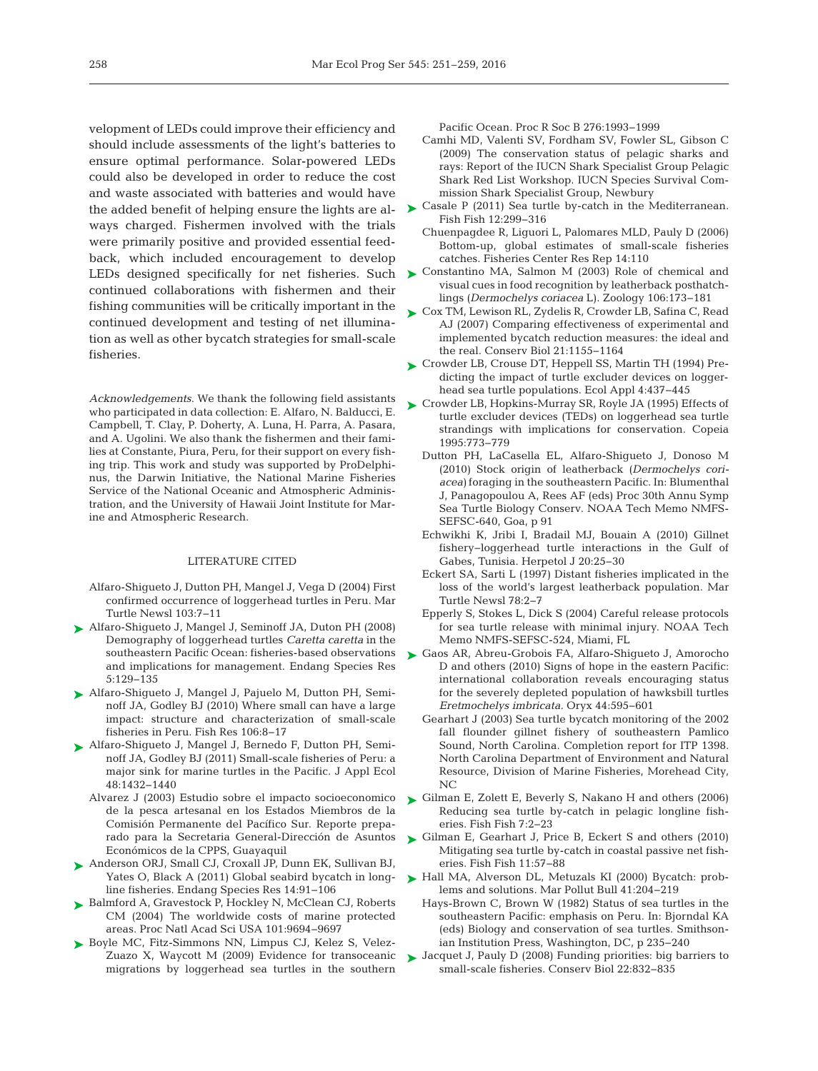velopment of LEDs could improve their efficiency and should include assessments of the light's batteries to ensure optimal performance. Solar-powered LEDs could also be developed in order to reduce the cost and waste associated with batteries and would have the added benefit of helping ensure the lights are always charged. Fishermen involved with the trials were primarily positive and provided essential feedback, which included encouragement to develop LEDs designed specifically for net fisheries. Such continued collaborations with fishermen and their fishing communities will be critically important in the continued development and testing of net illumination as well as other bycatch strategies for small-scale fisheries.

*Acknowledgements*. We thank the following field assistants who participated in data collection: E. Alfaro, N. Balducci, E. Campbell, T. Clay, P. Doherty, A. Luna, H. Parra, A. Pasara, and A. Ugolini. We also thank the fishermen and their families at Constante, Piura, Peru, for their support on every fishing trip. This work and study was supported by ProDelphinus, the Darwin Initiative, the National Marine Fisheries Service of the National Oceanic and Atmospheric Administration, and the University of Hawaii Joint Institute for Marine and Atmospheric Research.

## LITERATURE CITED

- Alfaro-Shigueto J, Dutton PH, Mangel J, Vega D (2004) First confirmed occurrence of loggerhead turtles in Peru. Mar Turtle Newsl 103:7−11
- Alfaro-Shigueto J, Mangel J, Seminoff JA, Duton PH (2008) Demography of loggerhead turtles *Caretta caretta* in the southeastern Pacific Ocean: fisheries-based observations and implications for management. Endang Species Res 5:129−135
- Alfaro-Shigueto J, Mangel J, Pajuelo M, Dutton PH, Seminoff JA, Godley BJ (2010) Where small can have a large impact: structure and characterization of small-scale fisheries in Peru. Fish Res 106:8−17
- Alfaro-Shigueto J, Mangel J, Bernedo F, Dutton PH, Seminoff JA, Godley BJ (2011) Small-scale fisheries of Peru: a major sink for marine turtles in the Pacific. J Appl Ecol 48:1432−1440
- Alvarez J (2003) Estudio sobre el impacto socioeconomico de la pesca artesanal en los Estados Miembros de la Comisión Permanente del Pacífico Sur. Reporte preparado para la Secretaria General-Dirección de Asuntos Económicos de la CPPS, Guayaquil
- Anderson ORJ, Small CJ, Croxall JP, Dunn EK, Sullivan BJ, Yates O, Black A (2011) Global seabird bycatch in longline fisheries. Endang Species Res 14:91−106
- Balmford A, Gravestock P, Hockley N, McClean CJ, Roberts CM (2004) The worldwide costs of marine protected areas. Proc Natl Acad Sci USA 101:9694−9697
- Boyle MC, Fitz-Simmons NN, Limpus CJ, Kelez S, Velez-Zuazo X, Waycott M (2009) Evidence for transoceanic migrations by loggerhead sea turtles in the southern Pacific Ocean. Proc R Soc B 276:1993−1999
- Camhi MD, Valenti SV, Fordham SV, Fowler SL, Gibson C (2009) The conservation status of pelagic sharks and rays: Report of the IUCN Shark Specialist Group Pelagic Shark Red List Workshop. IUCN Species Survival Commission Shark Specialist Group, Newbury
- Casale P (2011) Sea turtle by-catch in the Mediterranean. Fish Fish 12:299−316
- Chuenpagdee R, Liguori L, Palomares MLD, Pauly D (2006) Bottom-up, global estimates of small-scale fisheries catches. Fisheries Center Res Rep 14:110
- Constantino MA, Salmon M (2003) Role of chemical and visual cues in food recognition by leatherback posthatchlings (*Dermochelys coriacea* L). Zoology 106:173−181
- Cox TM, Lewison RL, Zydelis R, Crowder LB, Safina C, Read AJ (2007) Comparing effectiveness of experimental and implemented bycatch reduction measures: the ideal and the real. Conserv Biol 21:1155−1164
- Crowder LB, Crouse DT, Heppell SS, Martin TH (1994) Predicting the impact of turtle excluder devices on loggerhead sea turtle populations. Ecol Appl 4:437−445
- Crowder LB, Hopkins-Murray SR, Royle JA (1995) Effects of turtle excluder devices (TEDs) on loggerhead sea turtle strandings with implications for conservation. Copeia 1995:773−779
- Dutton PH, LaCasella EL, Alfaro-Shigueto J, Donoso M (2010) Stock origin of leatherback (*Dermochelys coriacea*) foraging in the southeastern Pacific. In: Blumenthal J, Panagopoulou A, Rees AF (eds) Proc 30th Annu Symp Sea Turtle Biology Conserv. NOAA Tech Memo NMFS-SEFSC-640, Goa, p 91
- Echwikhi K, Jribi I, Bradail MJ, Bouain A (2010) Gillnet fishery−loggerhead turtle interactions in the Gulf of Gabes, Tunisia. Herpetol J 20:25−30
- Eckert SA, Sarti L (1997) Distant fisheries implicated in the loss of the world's largest leatherback population. Mar Turtle Newsl 78:2−7
- Epperly S, Stokes L, Dick S (2004) Careful release protocols for sea turtle release with minimal injury. NOAA Tech Memo NMFS-SEFSC-524, Miami, FL
- Gaos AR, Abreu-Grobois FA, Alfaro-Shigueto J, Amorocho D and others (2010) Signs of hope in the eastern Pacific: international collaboration reveals encouraging status for the severely depleted population of hawksbill turtles *Eretmochelys imbricata.* Oryx 44:595−601
- Gearhart J (2003) Sea turtle bycatch monitoring of the 2002 fall flounder gillnet fishery of southeastern Pamlico Sound, North Carolina. Completion report for ITP 1398. North Carolina Department of Environment and Natural Resource, Division of Marine Fisheries, Morehead City, NC
- Gilman E, Zolett E, Beverly S, Nakano H and others (2006) Reducing sea turtle by-catch in pelagic longline fisheries. Fish Fish 7:2−23
- Gilman E, Gearhart J, Price B, Eckert S and others (2010) Mitigating sea turtle by-catch in coastal passive net fisheries. Fish Fish 11:57−88
- Hall MA, Alverson DL, Metuzals KI (2000) Bycatch: problems and solutions. Mar Pollut Bull 41:204−219
- Hays-Brown C, Brown W (1982) Status of sea turtles in the southeastern Pacific: emphasis on Peru. In: Bjorndal KA (eds) Biology and conservation of sea turtles. Smithsonian Institution Press, Washington, DC, p 235−240
- Jacquet J, Pauly D (2008) Funding priorities: big barriers to small-scale fisheries. Conserv Biol 22:832−835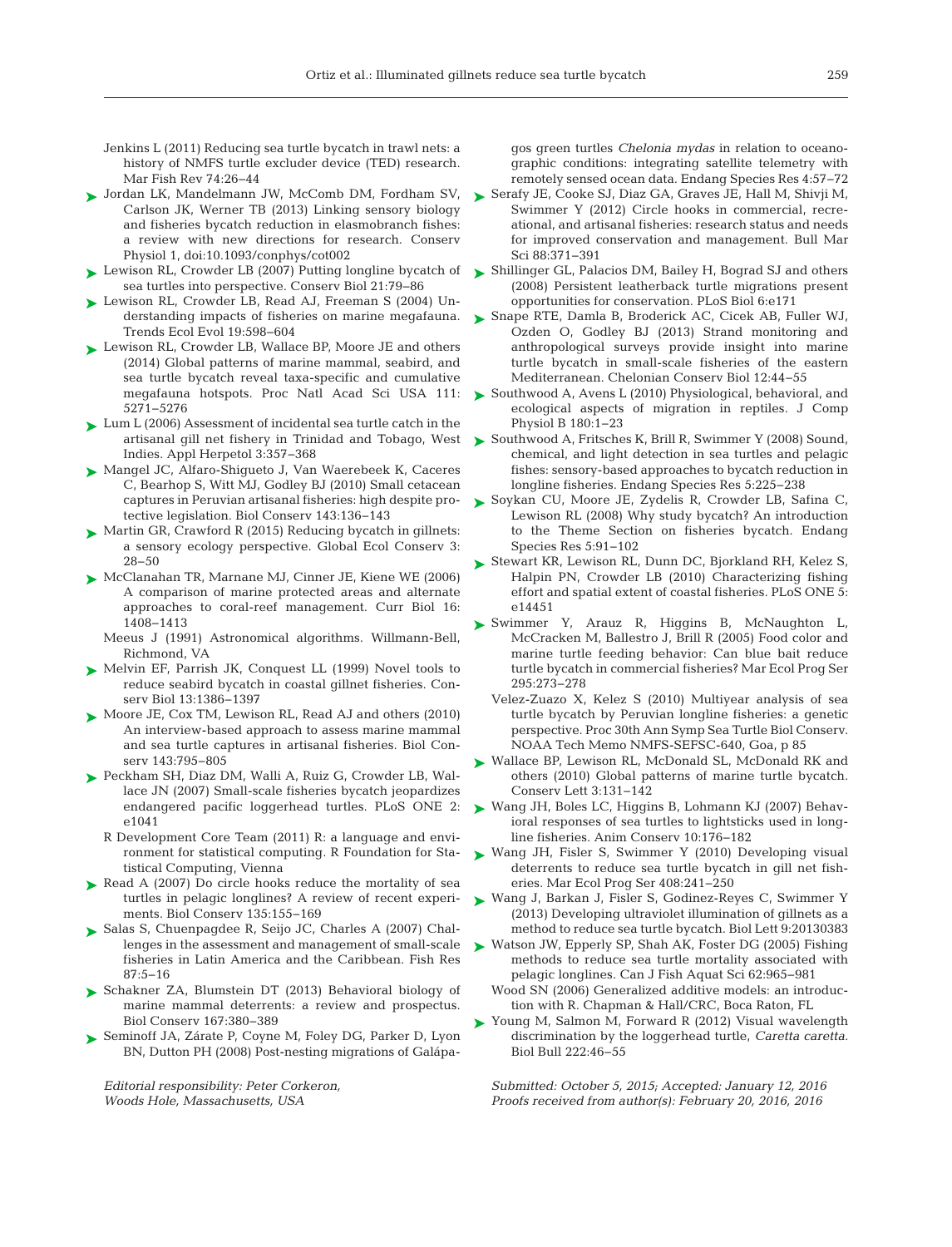Jenkins L (2011) Reducing sea turtle bycatch in trawl nets: a history of NMFS turtle excluder device (TED) research. Mar Fish Rev 74:26−44

Jordan LK, Mandelmann JW, McComb DM, Fordham SV, Carlson JK, Werner TB (2013) Linking sensory biology and fisheries bycatch reduction in elasmobranch fishes: a review with new directions for research. Conserv Physiol 1, doi:10.1093/conphys/cot002

Lewison RL, Crowder LB (2007) Putting longline bycatch of sea turtles into perspective. Conserv Biol 21:79−86

Lewison RL, Crowder LB, Read AJ, Freeman S (2004) Understanding impacts of fisheries on marine megafauna. Trends Ecol Evol 19:598−604

Lewison RL, Crowder LB, Wallace BP, Moore JE and others (2014) Global patterns of marine mammal, seabird, and sea turtle bycatch reveal taxa-specific and cumulative megafauna hotspots. Proc Natl Acad Sci USA 111: 5271−5276

Lum L (2006) Assessment of incidental sea turtle catch in the artisanal gill net fishery in Trinidad and Tobago, West Indies. Appl Herpetol 3:357−368

Mangel JC, Alfaro-Shigueto J, Van Waerebeek K, Caceres C, Bearhop S, Witt MJ, Godley BJ (2010) Small cetacean captures in Peruvian artisanal fisheries: high despite protective legislation. Biol Conserv 143:136−143

Martin GR, Crawford R (2015) Reducing bycatch in gillnets: a sensory ecology perspective. Global Ecol Conserv 3: 28−50

McClanahan TR, Marnane MJ, Cinner JE, Kiene WE (2006) A comparison of marine protected areas and alternate approaches to coral-reef management. Curr Biol 16: 1408−1413

Meeus J (1991) Astronomical algorithms. Willmann-Bell, Richmond, VA

Melvin EF, Parrish JK, Conquest LL (1999) Novel tools to reduce seabird bycatch in coastal gillnet fisheries. Conserv Biol 13:1386−1397

Moore JE, Cox TM, Lewison RL, Read AJ and others (2010) An interview-based approach to assess marine mammal and sea turtle captures in artisanal fisheries. Biol Conserv 143:795−805

Peckham SH, Diaz DM, Walli A, Ruiz G, Crowder LB, Wallace JN (2007) Small-scale fisheries bycatch jeopardizes endangered pacific loggerhead turtles. PLoS ONE 2: e1041

R Development Core Team (2011) R: a language and environment for statistical computing. R Foundation for Statistical Computing, Vienna

Read A (2007) Do circle hooks reduce the mortality of sea turtles in pelagic longlines? A review of recent experiments. Biol Conserv 135:155−169

Salas S, Chuenpagdee R, Seijo JC, Charles A (2007) Challenges in the assessment and management of small-scale fisheries in Latin America and the Caribbean. Fish Res 87:5−16

Schakner ZA, Blumstein DT (2013) Behavioral biology of marine mammal deterrents: a review and prospectus. Biol Conserv 167:380−389

Seminoff JA, Zárate P, Coyne M, Foley DG, Parker D, Lyon BN, Dutton PH (2008) Post-nesting migrations of Galápagos green turtles *Chelonia mydas* in relation to oceanographic conditions: integrating satellite telemetry with remotely sensed ocean data. Endang Species Res 4:57−72

Serafy JE, Cooke SJ, Diaz GA, Graves JE, Hall M, Shivji M, Swimmer Y (2012) Circle hooks in commercial, recreational, and artisanal fisheries: research status and needs for improved conservation and management. Bull Mar Sci 88:371−391

Shillinger GL, Palacios DM, Bailey H, Bograd SJ and others (2008) Persistent leatherback turtle migrations present opportunities for conservation. PLoS Biol 6:e171

Snape RTE, Damla B, Broderick AC, Cicek AB, Fuller WJ, Ozden O, Godley BJ (2013) Strand monitoring and anthropological surveys provide insight into marine turtle bycatch in small-scale fisheries of the eastern Mediterranean. Chelonian Conserv Biol 12:44−55

Southwood A, Avens L (2010) Physiological, behavioral, and ecological aspects of migration in reptiles. J Comp Physiol B 180:1−23

Southwood A, Fritsches K, Brill R, Swimmer Y (2008) Sound, chemical, and light detection in sea turtles and pelagic fishes: sensory-based approaches to bycatch reduction in longline fisheries. Endang Species Res 5:225−238

Soykan CU, Moore JE, Zydelis R, Crowder LB, Safina C, Lewison RL (2008) Why study bycatch? An introduction to the Theme Section on fisheries bycatch. Endang Species Res 5:91−102

Stewart KR, Lewison RL, Dunn DC, Bjorkland RH, Kelez S, Halpin PN, Crowder LB (2010) Characterizing fishing effort and spatial extent of coastal fisheries. PLoS ONE 5: e14451

Swimmer Y, Arauz R, Higgins B, McNaughton L, McCracken M, Ballestro J, Brill R (2005) Food color and marine turtle feeding behavior: Can blue bait reduce turtle bycatch in commercial fisheries? Mar Ecol Prog Ser 295:273−278

Velez-Zuazo X, Kelez S (2010) Multiyear analysis of sea turtle bycatch by Peruvian longline fisheries: a genetic perspective. Proc 30th Ann Symp Sea Turtle Biol Conserv. NOAA Tech Memo NMFS-SEFSC-640, Goa, p 85

Wallace BP, Lewison RL, McDonald SL, McDonald RK and others (2010) Global patterns of marine turtle bycatch. Conserv Lett 3:131−142

Wang JH, Boles LC, Higgins B, Lohmann KJ (2007) Behavioral responses of sea turtles to lightsticks used in longline fisheries. Anim Conserv 10:176−182

Wang JH, Fisler S, Swimmer Y (2010) Developing visual deterrents to reduce sea turtle bycatch in gill net fisheries. Mar Ecol Prog Ser 408:241−250

Wang J, Barkan J, Fisler S, Godinez-Reyes C, Swimmer Y (2013) Developing ultraviolet illumination of gillnets as a method to reduce sea turtle bycatch. Biol Lett 9:20130383

Watson JW, Epperly SP, Shah AK, Foster DG (2005) Fishing methods to reduce sea turtle mortality associated with pelagic longlines. Can J Fish Aquat Sci 62:965−981

Wood SN (2006) Generalized additive models: an introduction with R. Chapman & Hall/CRC, Boca Raton, FL

Young M, Salmon M, Forward R (2012) Visual wavelength discrimination by the loggerhead turtle, *Caretta caretta*. Biol Bull 222:46−55

*Editorial responsibility: Peter Corkeron, Woods Hole, Massachusetts, USA*

*Submitted: October 5, 2015; Accepted: January 12, 2016*
*Proofs received from author(s): February 20, 2016, 2016*